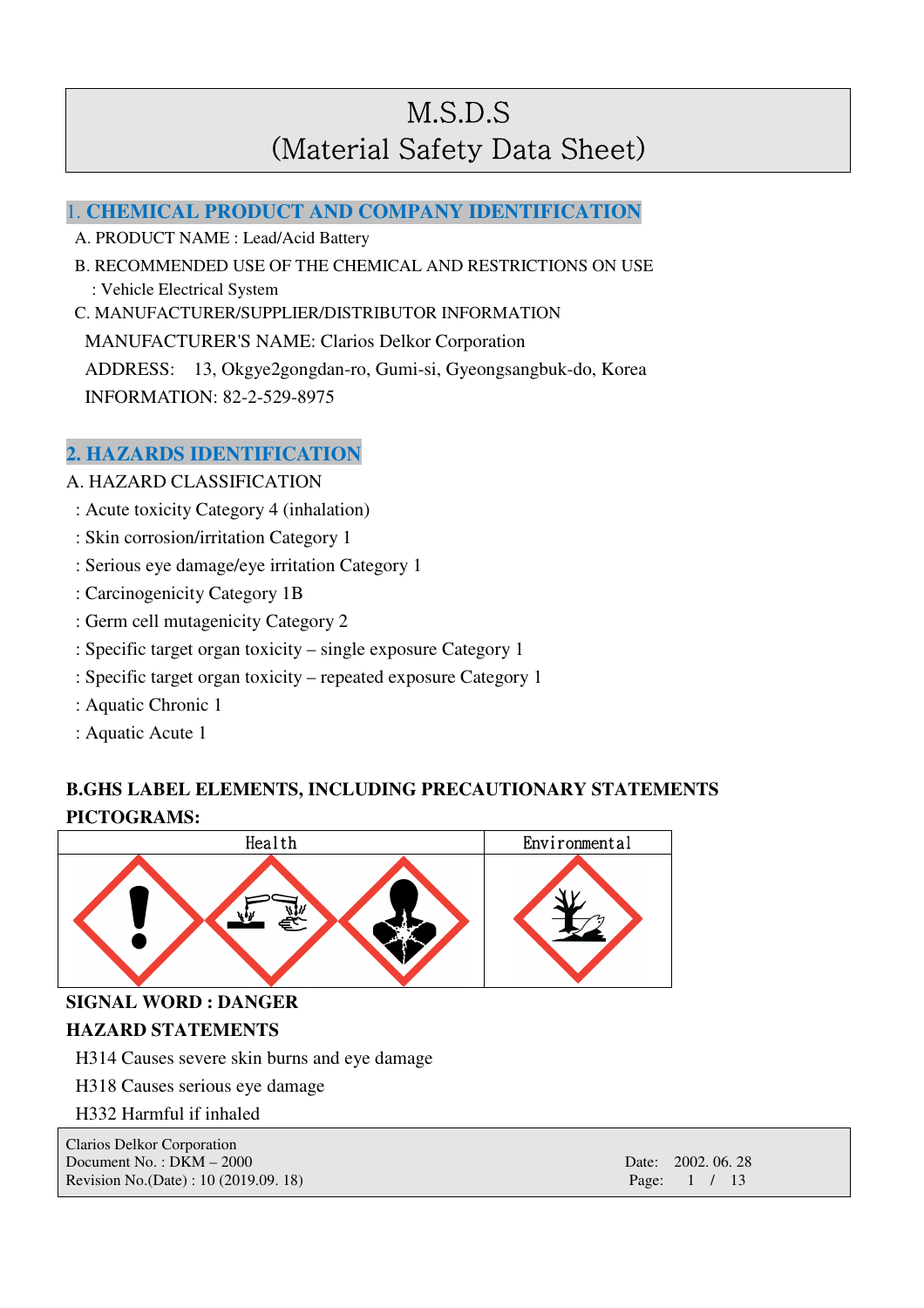# M.S.D.S
# (Material Safety Data Sheet)

## 1. CHEMICAL PRODUCT AND COMPANY IDENTIFICATION

A. PRODUCT NAME : Lead/Acid Battery

B. RECOMMENDED USE OF THE CHEMICAL AND RESTRICTIONS ON USE

: Vehicle Electrical System

C. MANUFACTURER/SUPPLIER/DISTRIBUTOR INFORMATION

MANUFACTURER'S NAME: Clarios Delkor Corporation

ADDRESS: 13, Okgye2gongdan-ro, Gumi-si, Gyeongsangbuk-do, Korea

INFORMATION: 82-2-529-8975

## 2. HAZARDS IDENTIFICATION

A. HAZARD CLASSIFICATION

: Acute toxicity Category 4 (inhalation)

: Skin corrosion/irritation Category 1

: Serious eye damage/eye irritation Category 1

: Carcinogenicity Category 1B

: Germ cell mutagenicity Category 2

: Specific target organ toxicity – single exposure Category 1

: Specific target organ toxicity – repeated exposure Category 1

: Aquatic Chronic 1

: Aquatic Acute 1

**B.GHS LABEL ELEMENTS, INCLUDING PRECAUTIONARY STATEMENTS**

**PICTOGRAMS:**

| Health | Environmental |
|---|---|
| | |

**SIGNAL WORD : DANGER**

**HAZARD STATEMENTS**

H314 Causes severe skin burns and eye damage

H318 Causes serious eye damage

H332 Harmful if inhaled

Clarios Delkor Corporation
Document No. : DKM – 2000
Revision No.(Date) : 10 (2019.09. 18)
Date: 2002. 06. 28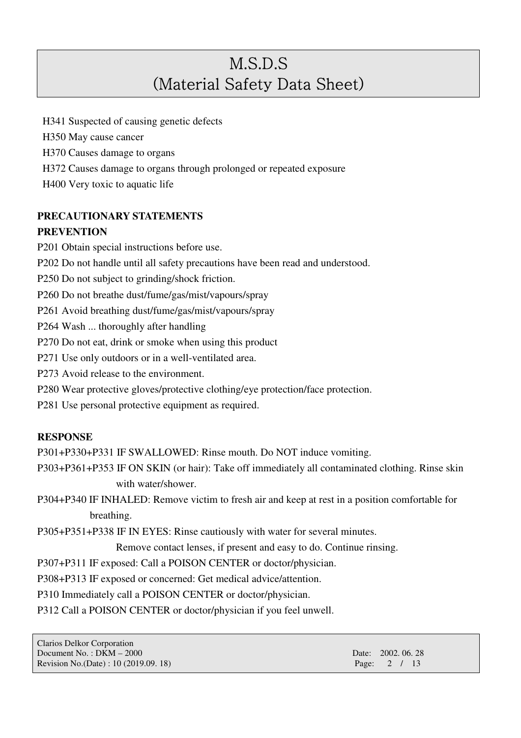H341 Suspected of causing genetic defects

H350 May cause cancer

H370 Causes damage to organs

H372 Causes damage to organs through prolonged or repeated exposure

H400 Very toxic to aquatic life

**PRECAUTIONARY STATEMENTS**

**PREVENTION**

P201 Obtain special instructions before use.

P202 Do not handle until all safety precautions have been read and understood.

P250 Do not subject to grinding/shock friction.

P260 Do not breathe dust/fume/gas/mist/vapours/spray

P261 Avoid breathing dust/fume/gas/mist/vapours/spray

P264 Wash ... thoroughly after handling

P270 Do not eat, drink or smoke when using this product

P271 Use only outdoors or in a well-ventilated area.

P273 Avoid release to the environment.

P280 Wear protective gloves/protective clothing/eye protection/face protection.

P281 Use personal protective equipment as required.

**RESPONSE**

P301+P330+P331 IF SWALLOWED: Rinse mouth. Do NOT induce vomiting.

P303+P361+P353 IF ON SKIN (or hair): Take off immediately all contaminated clothing. Rinse skin with water/shower.

P304+P340 IF INHALED: Remove victim to fresh air and keep at rest in a position comfortable for breathing.

P305+P351+P338 IF IN EYES: Rinse cautiously with water for several minutes. Remove contact lenses, if present and easy to do. Continue rinsing.

P307+P311 IF exposed: Call a POISON CENTER or doctor/physician.

P308+P313 IF exposed or concerned: Get medical advice/attention.

P310 Immediately call a POISON CENTER or doctor/physician.

P312 Call a POISON CENTER or doctor/physician if you feel unwell.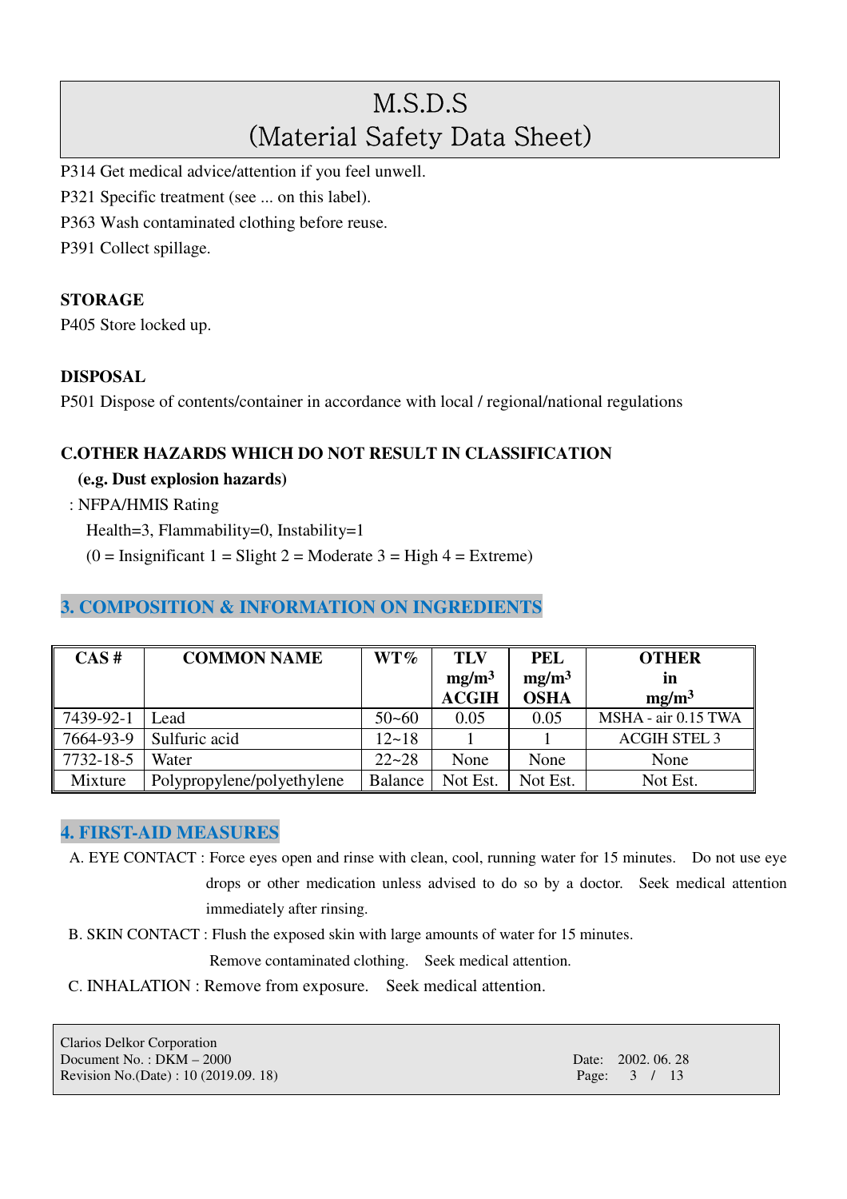P314 Get medical advice/attention if you feel unwell.

P321 Specific treatment (see ... on this label).

P363 Wash contaminated clothing before reuse.

P391 Collect spillage.

**STORAGE**

P405 Store locked up.

**DISPOSAL**

P501 Dispose of contents/container in accordance with local / regional/national regulations

**C.OTHER HAZARDS WHICH DO NOT RESULT IN CLASSIFICATION**

**(e.g. Dust explosion hazards)**

: NFPA/HMIS Rating

Health=3, Flammability=0, Instability=1

(0 = Insignificant 1 = Slight 2 = Moderate 3 = High 4 = Extreme)

## 3. COMPOSITION & INFORMATION ON INGREDIENTS

| CAS # | COMMON NAME | WT% | TLV $mg/m^3$ ACGIH | PEL $mg/m^3$ OSHA | OTHER in $mg/m^3$ |
|---|---|---|---|---|---|
| 7439-92-1 | Lead | 50~60 | 0.05 | 0.05 | MSHA - air 0.15 TWA |
| 7664-93-9 | Sulfuric acid | 12~18 | 1 | 1 | ACGIH STEL 3 |
| 7732-18-5 | Water | 22~28 | None | None | None |
| Mixture | Polypropylene/polyethylene | Balance | Not Est. | Not Est. | Not Est. |

## 4. FIRST-AID MEASURES

A. EYE CONTACT : Force eyes open and rinse with clean, cool, running water for 15 minutes. Do not use eye drops or other medication unless advised to do so by a doctor. Seek medical attention immediately after rinsing.

B. SKIN CONTACT : Flush the exposed skin with large amounts of water for 15 minutes. Remove contaminated clothing. Seek medical attention.

C. INHALATION : Remove from exposure. Seek medical attention.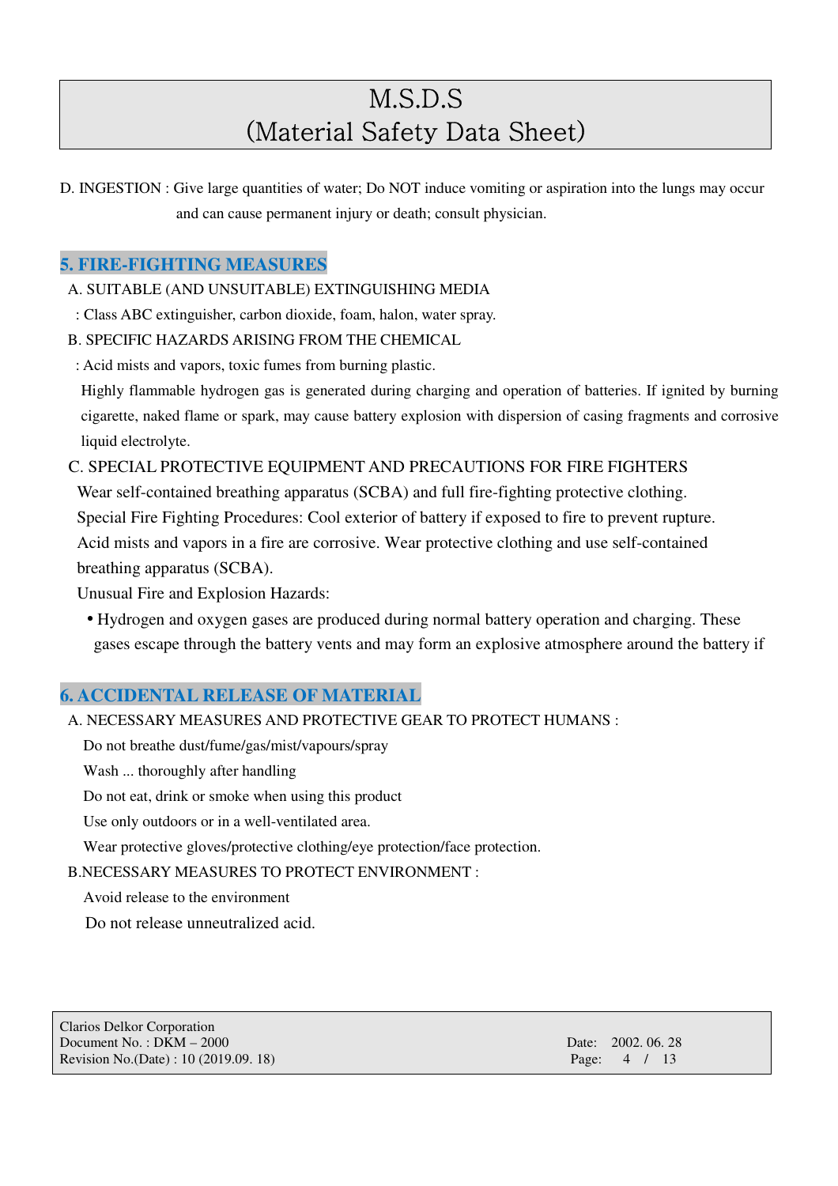D. INGESTION : Give large quantities of water; Do NOT induce vomiting or aspiration into the lungs may occur and can cause permanent injury or death; consult physician.

## 5. FIRE-FIGHTING MEASURES

A. SUITABLE (AND UNSUITABLE) EXTINGUISHING MEDIA

: Class ABC extinguisher, carbon dioxide, foam, halon, water spray.

B. SPECIFIC HAZARDS ARISING FROM THE CHEMICAL

: Acid mists and vapors, toxic fumes from burning plastic.

Highly flammable hydrogen gas is generated during charging and operation of batteries. If ignited by burning cigarette, naked flame or spark, may cause battery explosion with dispersion of casing fragments and corrosive liquid electrolyte.

C. SPECIAL PROTECTIVE EQUIPMENT AND PRECAUTIONS FOR FIRE FIGHTERS

Wear self-contained breathing apparatus (SCBA) and full fire-fighting protective clothing.

Special Fire Fighting Procedures: Cool exterior of battery if exposed to fire to prevent rupture.

Acid mists and vapors in a fire are corrosive. Wear protective clothing and use self-contained breathing apparatus (SCBA).

Unusual Fire and Explosion Hazards:

- Hydrogen and oxygen gases are produced during normal battery operation and charging. These gases escape through the battery vents and may form an explosive atmosphere around the battery if

## 6. ACCIDENTAL RELEASE OF MATERIAL

A. NECESSARY MEASURES AND PROTECTIVE GEAR TO PROTECT HUMANS :

Do not breathe dust/fume/gas/mist/vapours/spray

Wash ... thoroughly after handling

Do not eat, drink or smoke when using this product

Use only outdoors or in a well-ventilated area.

Wear protective gloves/protective clothing/eye protection/face protection.

B.NECESSARY MEASURES TO PROTECT ENVIRONMENT :

Avoid release to the environment

Do not release unneutralized acid.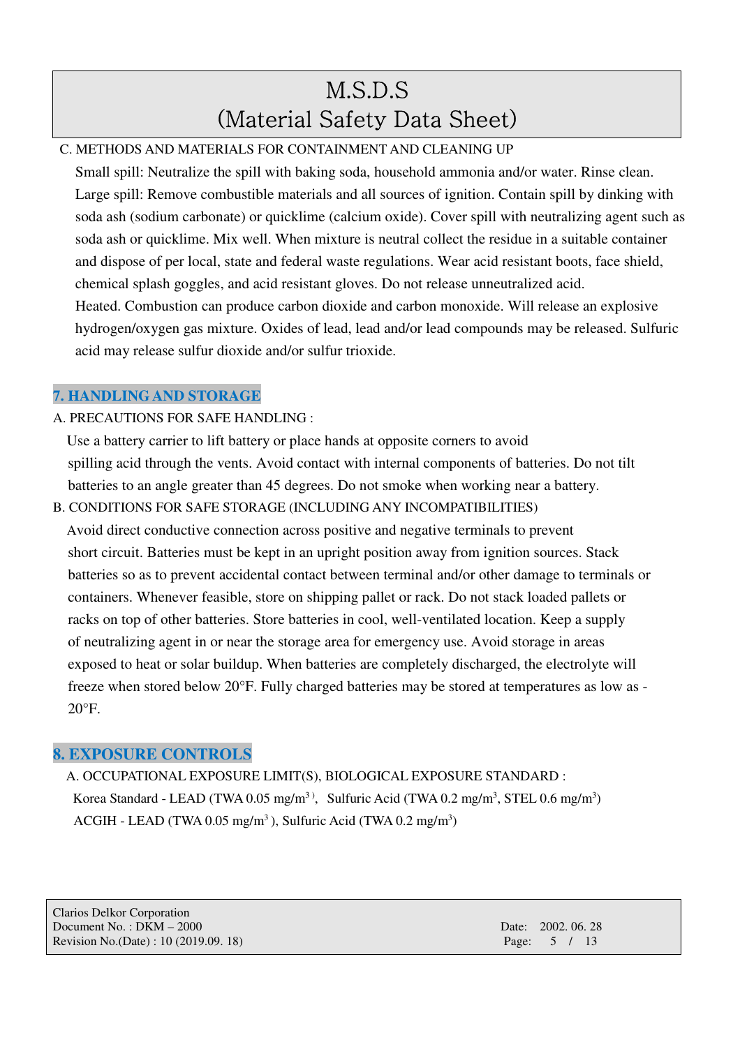C. METHODS AND MATERIALS FOR CONTAINMENT AND CLEANING UP

Small spill: Neutralize the spill with baking soda, household ammonia and/or water. Rinse clean.
Large spill: Remove combustible materials and all sources of ignition. Contain spill by dinking with soda ash (sodium carbonate) or quicklime (calcium oxide). Cover spill with neutralizing agent such as soda ash or quicklime. Mix well. When mixture is neutral collect the residue in a suitable container and dispose of per local, state and federal waste regulations. Wear acid resistant boots, face shield, chemical splash goggles, and acid resistant gloves. Do not release unneutralized acid.
Heated. Combustion can produce carbon dioxide and carbon monoxide. Will release an explosive hydrogen/oxygen gas mixture. Oxides of lead, lead and/or lead compounds may be released. Sulfuric acid may release sulfur dioxide and/or sulfur trioxide.

## 7. HANDLING AND STORAGE

A. PRECAUTIONS FOR SAFE HANDLING :

Use a battery carrier to lift battery or place hands at opposite corners to avoid spilling acid through the vents. Avoid contact with internal components of batteries. Do not tilt batteries to an angle greater than 45 degrees. Do not smoke when working near a battery.

B. CONDITIONS FOR SAFE STORAGE (INCLUDING ANY INCOMPATIBILITIES)

Avoid direct conductive connection across positive and negative terminals to prevent short circuit. Batteries must be kept in an upright position away from ignition sources. Stack batteries so as to prevent accidental contact between terminal and/or other damage to terminals or containers. Whenever feasible, store on shipping pallet or rack. Do not stack loaded pallets or racks on top of other batteries. Store batteries in cool, well-ventilated location. Keep a supply of neutralizing agent in or near the storage area for emergency use. Avoid storage in areas exposed to heat or solar buildup. When batteries are completely discharged, the electrolyte will freeze when stored below 20°F. Fully charged batteries may be stored at temperatures as low as -20°F.

## 8. EXPOSURE CONTROLS

A. OCCUPATIONAL EXPOSURE LIMIT(S), BIOLOGICAL EXPOSURE STANDARD :

Korea Standard - LEAD (TWA 0.05 $mg/m^3$), Sulfuric Acid (TWA 0.2 $mg/m^3$, STEL 0.6 $mg/m^3$)
ACGIH - LEAD (TWA 0.05 $mg/m^3$), Sulfuric Acid (TWA 0.2 $mg/m^3$)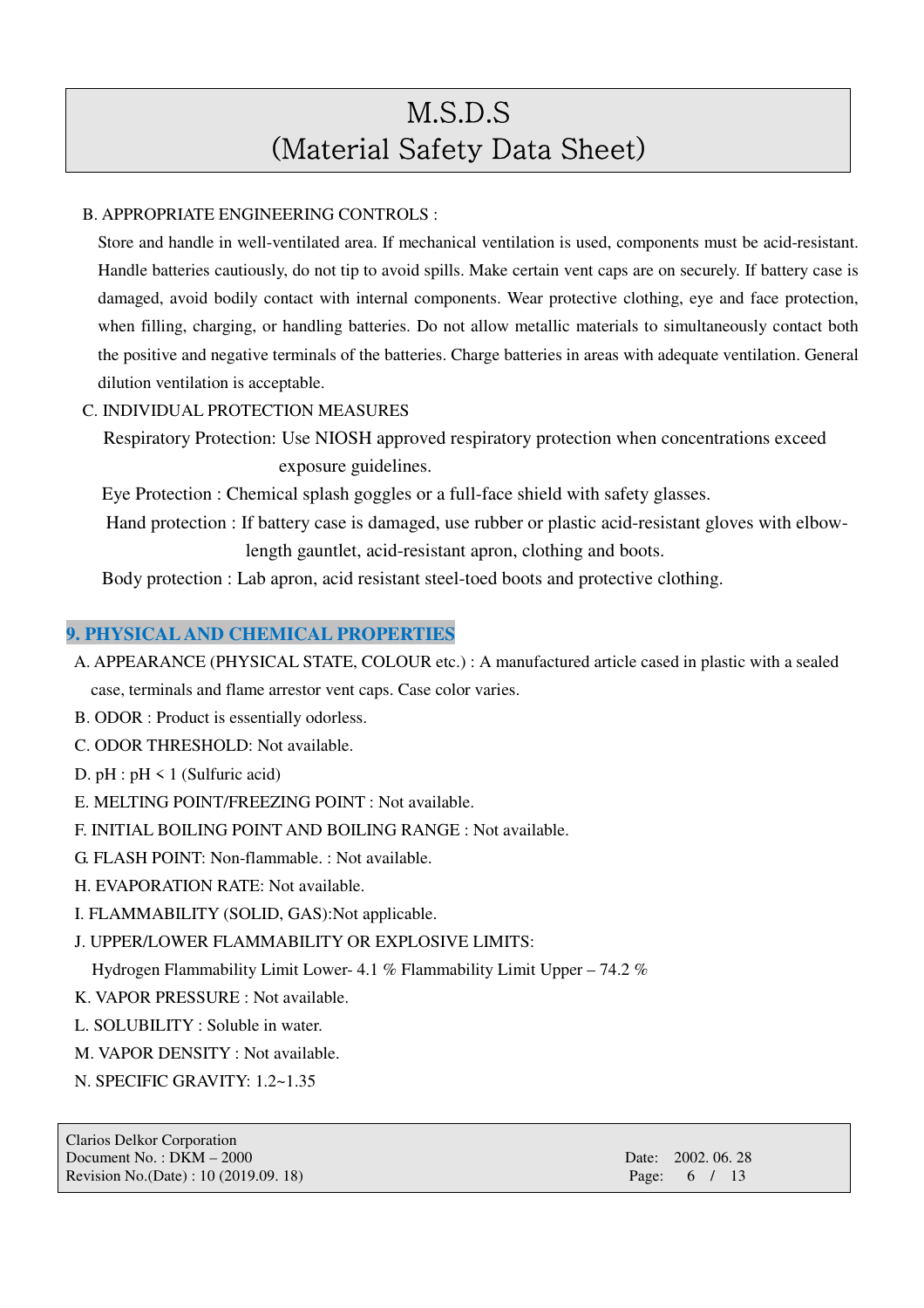B. APPROPRIATE ENGINEERING CONTROLS :

Store and handle in well-ventilated area. If mechanical ventilation is used, components must be acid-resistant. Handle batteries cautiously, do not tip to avoid spills. Make certain vent caps are on securely. If battery case is damaged, avoid bodily contact with internal components. Wear protective clothing, eye and face protection, when filling, charging, or handling batteries. Do not allow metallic materials to simultaneously contact both the positive and negative terminals of the batteries. Charge batteries in areas with adequate ventilation. General dilution ventilation is acceptable.

C. INDIVIDUAL PROTECTION MEASURES

Respiratory Protection: Use NIOSH approved respiratory protection when concentrations exceed exposure guidelines.

Eye Protection : Chemical splash goggles or a full-face shield with safety glasses.

Hand protection : If battery case is damaged, use rubber or plastic acid-resistant gloves with elbow-length gauntlet, acid-resistant apron, clothing and boots.

Body protection : Lab apron, acid resistant steel-toed boots and protective clothing.

## 9. PHYSICAL AND CHEMICAL PROPERTIES

A. APPEARANCE (PHYSICAL STATE, COLOUR etc.) : A manufactured article cased in plastic with a sealed case, terminals and flame arrestor vent caps. Case color varies.

B. ODOR : Product is essentially odorless.

C. ODOR THRESHOLD: Not available.

D. pH : pH < 1 (Sulfuric acid)

E. MELTING POINT/FREEZING POINT : Not available.

F. INITIAL BOILING POINT AND BOILING RANGE : Not available.

G. FLASH POINT: Non-flammable. : Not available.

H. EVAPORATION RATE: Not available.

I. FLAMMABILITY (SOLID, GAS):Not applicable.

J. UPPER/LOWER FLAMMABILITY OR EXPLOSIVE LIMITS:

Hydrogen Flammability Limit Lower- 4.1 % Flammability Limit Upper – 74.2 %

K. VAPOR PRESSURE : Not available.

L. SOLUBILITY : Soluble in water.

M. VAPOR DENSITY : Not available.

N. SPECIFIC GRAVITY: 1.2~1.35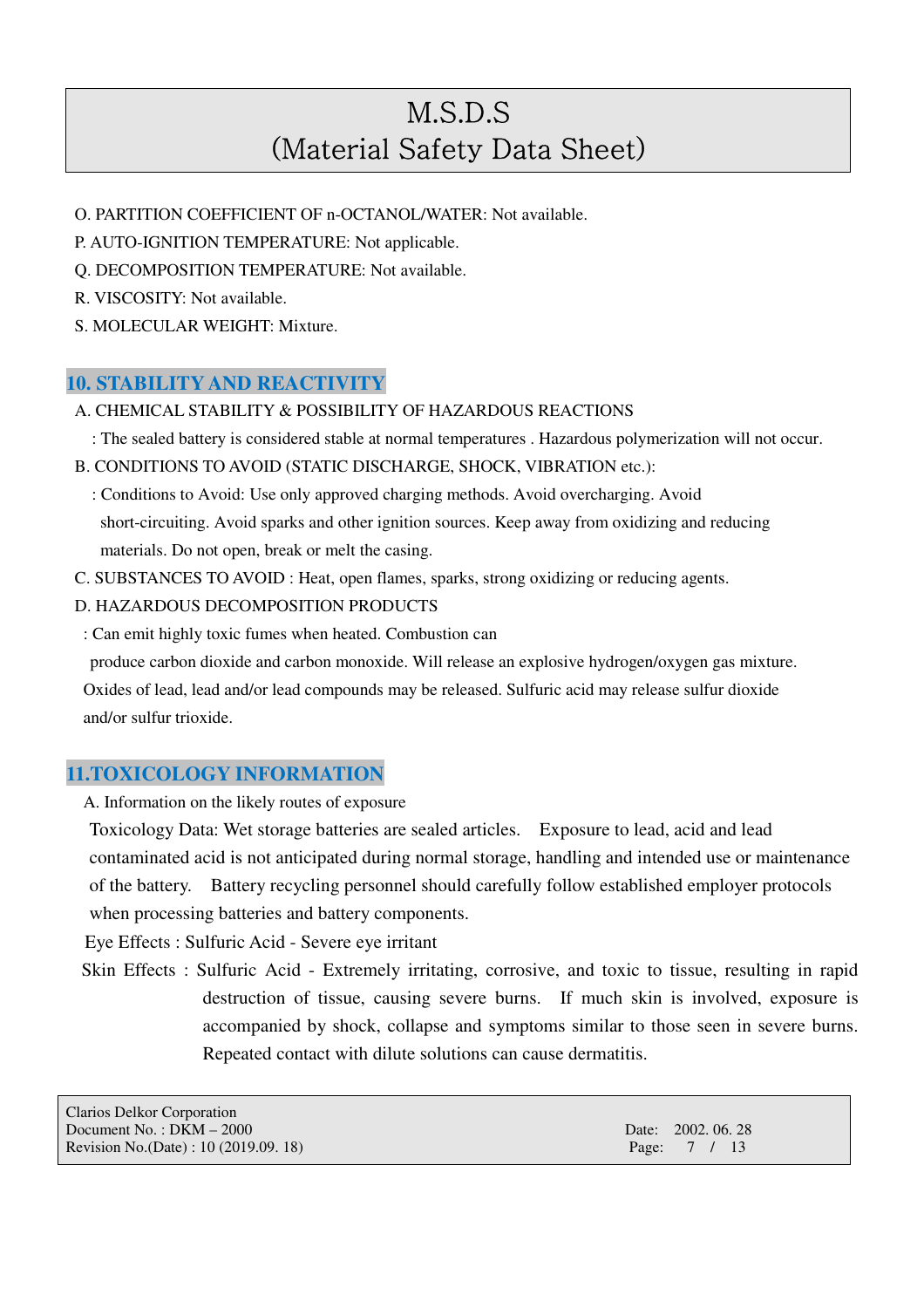O. PARTITION COEFFICIENT OF n-OCTANOL/WATER: Not available.

P. AUTO-IGNITION TEMPERATURE: Not applicable.

Q. DECOMPOSITION TEMPERATURE: Not available.

R. VISCOSITY: Not available.

S. MOLECULAR WEIGHT: Mixture.

## 10. STABILITY AND REACTIVITY

A. CHEMICAL STABILITY & POSSIBILITY OF HAZARDOUS REACTIONS

: The sealed battery is considered stable at normal temperatures . Hazardous polymerization will not occur.

B. CONDITIONS TO AVOID (STATIC DISCHARGE, SHOCK, VIBRATION etc.):

: Conditions to Avoid: Use only approved charging methods. Avoid overcharging. Avoid short-circuiting. Avoid sparks and other ignition sources. Keep away from oxidizing and reducing materials. Do not open, break or melt the casing.

C. SUBSTANCES TO AVOID : Heat, open flames, sparks, strong oxidizing or reducing agents.

D. HAZARDOUS DECOMPOSITION PRODUCTS

: Can emit highly toxic fumes when heated. Combustion can produce carbon dioxide and carbon monoxide. Will release an explosive hydrogen/oxygen gas mixture. Oxides of lead, lead and/or lead compounds may be released. Sulfuric acid may release sulfur dioxide and/or sulfur trioxide.

## 11.TOXICOLOGY INFORMATION

A. Information on the likely routes of exposure

Toxicology Data: Wet storage batteries are sealed articles. Exposure to lead, acid and lead contaminated acid is not anticipated during normal storage, handling and intended use or maintenance of the battery. Battery recycling personnel should carefully follow established employer protocols when processing batteries and battery components.

Eye Effects : Sulfuric Acid - Severe eye irritant

Skin Effects : Sulfuric Acid - Extremely irritating, corrosive, and toxic to tissue, resulting in rapid destruction of tissue, causing severe burns. If much skin is involved, exposure is accompanied by shock, collapse and symptoms similar to those seen in severe burns. Repeated contact with dilute solutions can cause dermatitis.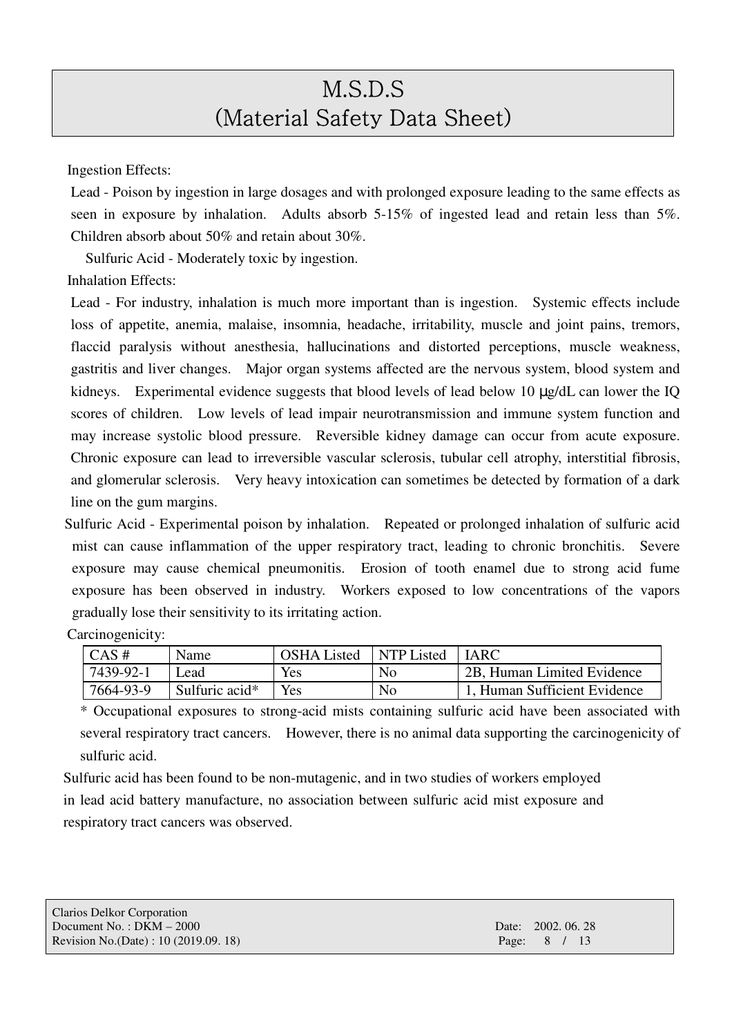Ingestion Effects:

Lead - Poison by ingestion in large dosages and with prolonged exposure leading to the same effects as seen in exposure by inhalation. Adults absorb 5-15% of ingested lead and retain less than 5%. Children absorb about 50% and retain about 30%.

Sulfuric Acid - Moderately toxic by ingestion.

Inhalation Effects:

Lead - For industry, inhalation is much more important than is ingestion. Systemic effects include loss of appetite, anemia, malaise, insomnia, headache, irritability, muscle and joint pains, tremors, flaccid paralysis without anesthesia, hallucinations and distorted perceptions, muscle weakness, gastritis and liver changes. Major organ systems affected are the nervous system, blood system and kidneys. Experimental evidence suggests that blood levels of lead below 10 µg/dL can lower the IQ scores of children. Low levels of lead impair neurotransmission and immune system function and may increase systolic blood pressure. Reversible kidney damage can occur from acute exposure. Chronic exposure can lead to irreversible vascular sclerosis, tubular cell atrophy, interstitial fibrosis, and glomerular sclerosis. Very heavy intoxication can sometimes be detected by formation of a dark line on the gum margins.

Sulfuric Acid - Experimental poison by inhalation. Repeated or prolonged inhalation of sulfuric acid mist can cause inflammation of the upper respiratory tract, leading to chronic bronchitis. Severe exposure may cause chemical pneumonitis. Erosion of tooth enamel due to strong acid fume exposure has been observed in industry. Workers exposed to low concentrations of the vapors gradually lose their sensitivity to its irritating action.

Carcinogenicity:

| CAS # | Name | OSHA Listed | NTP Listed | IARC |
|---|---|---|---|---|
| 7439-92-1 | Lead | Yes | No | 2B, Human Limited Evidence |
| 7664-93-9 | Sulfuric acid* | Yes | No | 1, Human Sufficient Evidence |

* Occupational exposures to strong-acid mists containing sulfuric acid have been associated with several respiratory tract cancers. However, there is no animal data supporting the carcinogenicity of sulfuric acid.

Sulfuric acid has been found to be non-mutagenic, and in two studies of workers employed in lead acid battery manufacture, no association between sulfuric acid mist exposure and respiratory tract cancers was observed.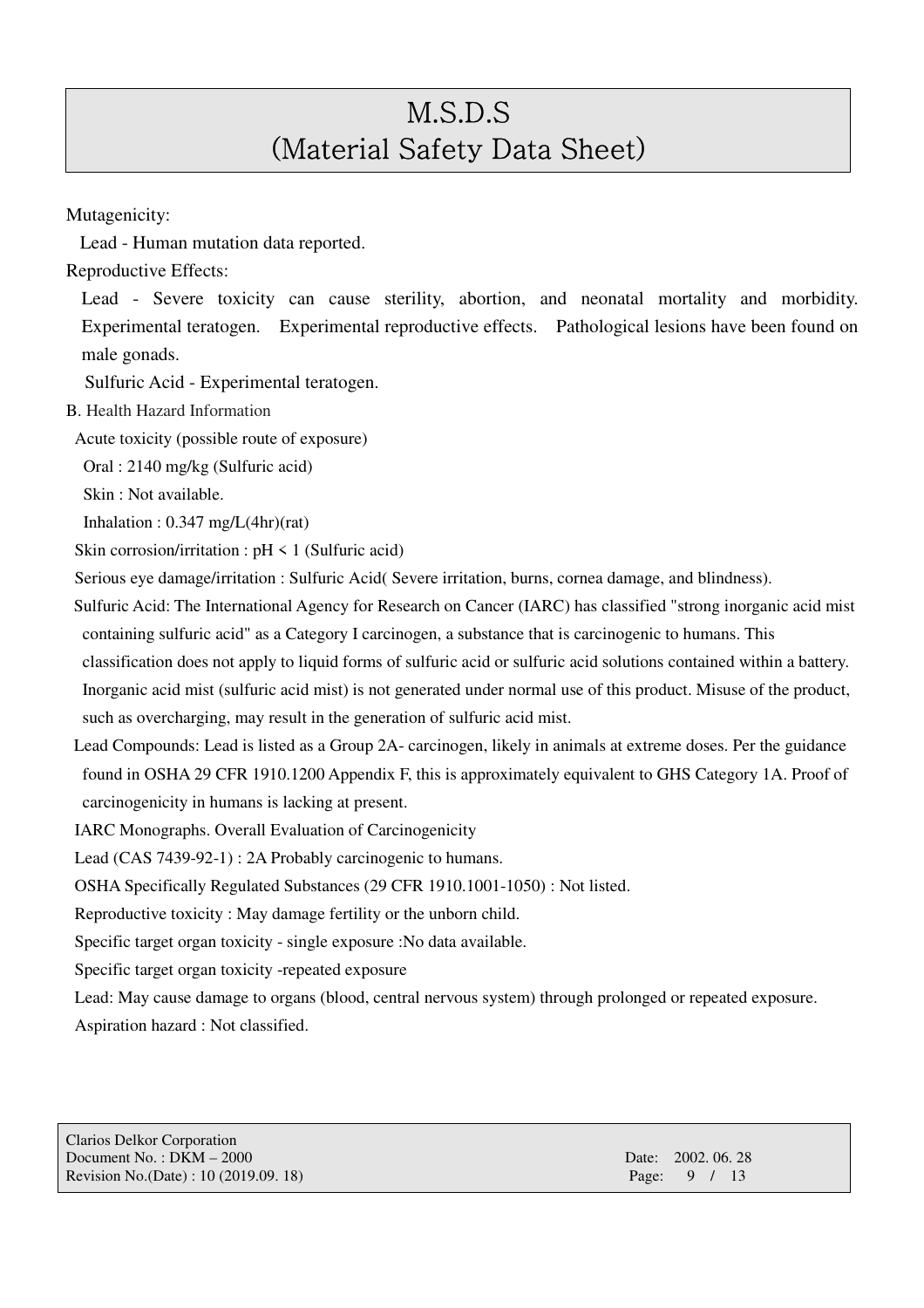Mutagenicity:

Lead - Human mutation data reported.

Reproductive Effects:

Lead - Severe toxicity can cause sterility, abortion, and neonatal mortality and morbidity. Experimental teratogen. Experimental reproductive effects. Pathological lesions have been found on male gonads.

Sulfuric Acid - Experimental teratogen.

B. Health Hazard Information

Acute toxicity (possible route of exposure)

Oral : 2140 mg/kg (Sulfuric acid)

Skin : Not available.

Inhalation : 0.347 mg/L(4hr)(rat)

Skin corrosion/irritation : pH < 1 (Sulfuric acid)

Serious eye damage/irritation : Sulfuric Acid( Severe irritation, burns, cornea damage, and blindness).

Sulfuric Acid: The International Agency for Research on Cancer (IARC) has classified "strong inorganic acid mist containing sulfuric acid" as a Category I carcinogen, a substance that is carcinogenic to humans. This classification does not apply to liquid forms of sulfuric acid or sulfuric acid solutions contained within a battery. Inorganic acid mist (sulfuric acid mist) is not generated under normal use of this product. Misuse of the product, such as overcharging, may result in the generation of sulfuric acid mist.

Lead Compounds: Lead is listed as a Group 2A- carcinogen, likely in animals at extreme doses. Per the guidance found in OSHA 29 CFR 1910.1200 Appendix F, this is approximately equivalent to GHS Category 1A. Proof of carcinogenicity in humans is lacking at present.

IARC Monographs. Overall Evaluation of Carcinogenicity

Lead (CAS 7439-92-1) : 2A Probably carcinogenic to humans.

OSHA Specifically Regulated Substances (29 CFR 1910.1001-1050) : Not listed.

Reproductive toxicity : May damage fertility or the unborn child.

Specific target organ toxicity - single exposure :No data available.

Specific target organ toxicity -repeated exposure

Lead: May cause damage to organs (blood, central nervous system) through prolonged or repeated exposure.

Aspiration hazard : Not classified.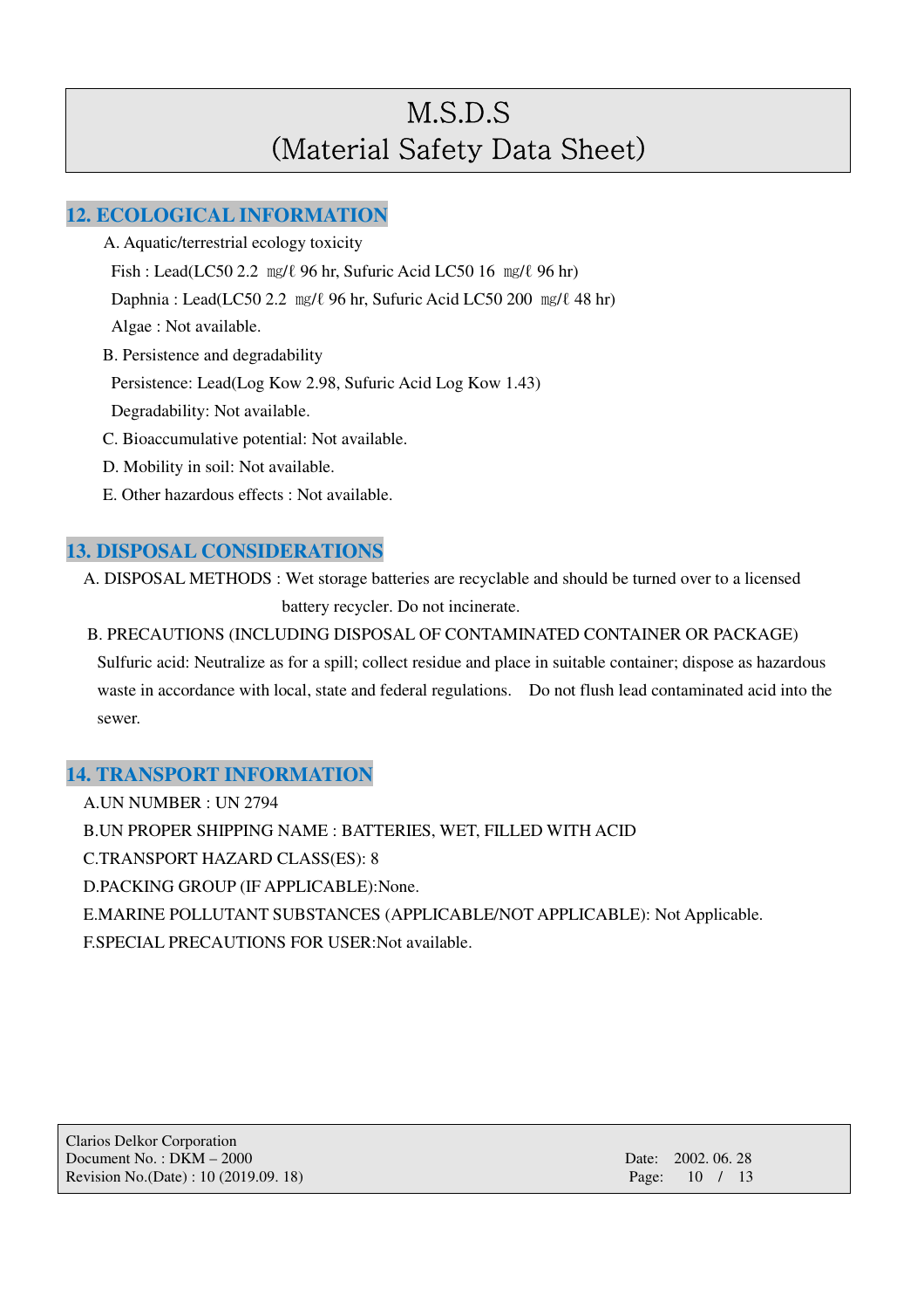## 12. ECOLOGICAL INFORMATION

A. Aquatic/terrestrial ecology toxicity

Fish : Lead(LC50 2.2 ㎎/ℓ 96 hr, Sufuric Acid LC50 16 ㎎/ℓ 96 hr)

Daphnia : Lead(LC50 2.2 ㎎/ℓ 96 hr, Sufuric Acid LC50 200 ㎎/ℓ 48 hr)

Algae : Not available.

B. Persistence and degradability

Persistence: Lead(Log Kow 2.98, Sufuric Acid Log Kow 1.43)

Degradability: Not available.

C. Bioaccumulative potential: Not available.

D. Mobility in soil: Not available.

E. Other hazardous effects : Not available.

## 13. DISPOSAL CONSIDERATIONS

A. DISPOSAL METHODS : Wet storage batteries are recyclable and should be turned over to a licensed battery recycler. Do not incinerate.

B. PRECAUTIONS (INCLUDING DISPOSAL OF CONTAMINATED CONTAINER OR PACKAGE)

Sulfuric acid: Neutralize as for a spill; collect residue and place in suitable container; dispose as hazardous waste in accordance with local, state and federal regulations. Do not flush lead contaminated acid into the sewer.

## 14. TRANSPORT INFORMATION

A.UN NUMBER : UN 2794

B.UN PROPER SHIPPING NAME : BATTERIES, WET, FILLED WITH ACID

C.TRANSPORT HAZARD CLASS(ES): 8

D.PACKING GROUP (IF APPLICABLE):None.

E.MARINE POLLUTANT SUBSTANCES (APPLICABLE/NOT APPLICABLE): Not Applicable.

F.SPECIAL PRECAUTIONS FOR USER:Not available.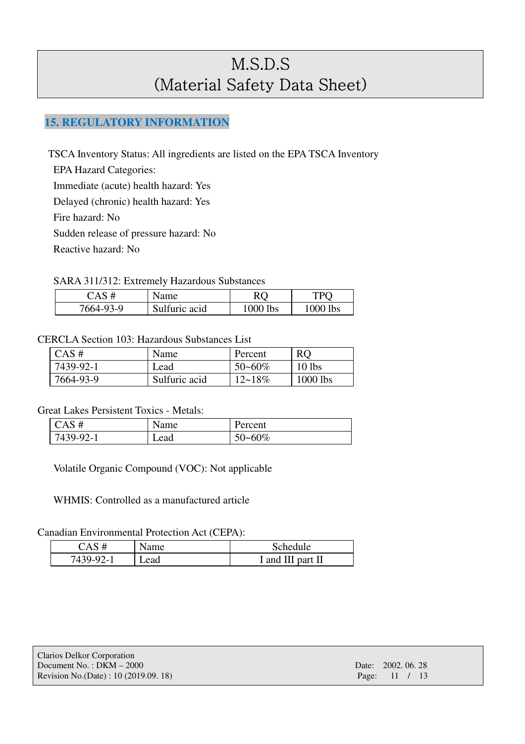# M.S.D.S (Material Safety Data Sheet)

## 15. REGULATORY INFORMATION

TSCA Inventory Status: All ingredients are listed on the EPA TSCA Inventory

EPA Hazard Categories:

Immediate (acute) health hazard: Yes

Delayed (chronic) health hazard: Yes

Fire hazard: No

Sudden release of pressure hazard: No

Reactive hazard: No

SARA 311/312: Extremely Hazardous Substances

| CAS # | Name | RQ | TPQ |
|---|---|---|---|
| 7664-93-9 | Sulfuric acid | 1000 lbs | 1000 lbs |

CERCLA Section 103: Hazardous Substances List

| CAS # | Name | Percent | RQ |
|---|---|---|---|
| 7439-92-1 | Lead | 50~60% | 10 lbs |
| 7664-93-9 | Sulfuric acid | 12~18% | 1000 lbs |

Great Lakes Persistent Toxics - Metals:

| CAS # | Name | Percent |
|---|---|---|
| 7439-92-1 | Lead | 50~60% |

Volatile Organic Compound (VOC): Not applicable

WHMIS: Controlled as a manufactured article

Canadian Environmental Protection Act (CEPA):

| CAS # | Name | Schedule |
|---|---|---|
| 7439-92-1 | Lead | I and III part II |

Clarios Delkor Corporation
Document No. : DKM – 2000
Revision No.(Date) : 10 (2019.09. 18)
Date: 2002. 06. 28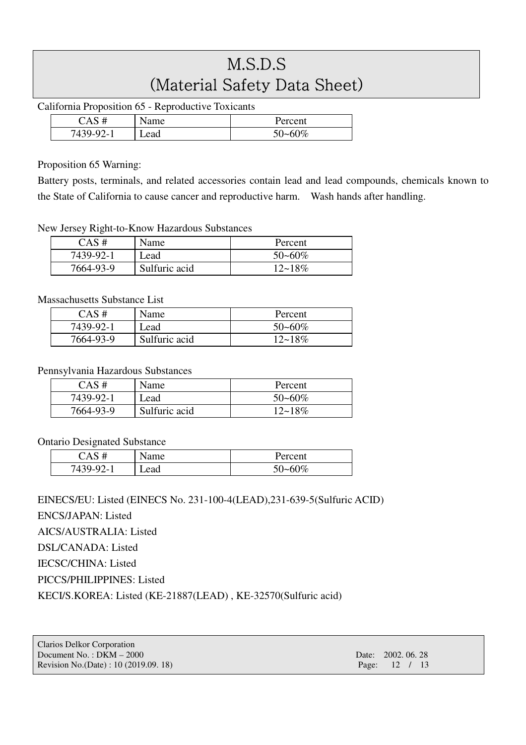California Proposition 65 - Reproductive Toxicants

| CAS # | Name | Percent |
|---|---|---|
| 7439-92-1 | Lead | 50~60% |

Proposition 65 Warning:

Battery posts, terminals, and related accessories contain lead and lead compounds, chemicals known to the State of California to cause cancer and reproductive harm. Wash hands after handling.

New Jersey Right-to-Know Hazardous Substances

| CAS # | Name | Percent |
|---|---|---|
| 7439-92-1 | Lead | 50~60% |
| 7664-93-9 | Sulfuric acid | 12~18% |

Massachusetts Substance List

| CAS # | Name | Percent |
|---|---|---|
| 7439-92-1 | Lead | 50~60% |
| 7664-93-9 | Sulfuric acid | 12~18% |

Pennsylvania Hazardous Substances

| CAS # | Name | Percent |
|---|---|---|
| 7439-92-1 | Lead | 50~60% |
| 7664-93-9 | Sulfuric acid | 12~18% |

Ontario Designated Substance

| CAS # | Name | Percent |
|---|---|---|
| 7439-92-1 | Lead | 50~60% |

EINECS/EU: Listed (EINECS No. 231-100-4(LEAD),231-639-5(Sulfuric ACID)

ENCS/JAPAN: Listed

AICS/AUSTRALIA: Listed

DSL/CANADA: Listed

IECSC/CHINA: Listed

PICCS/PHILIPPINES: Listed

KECI/S.KOREA: Listed (KE-21887(LEAD) , KE-32570(Sulfuric acid)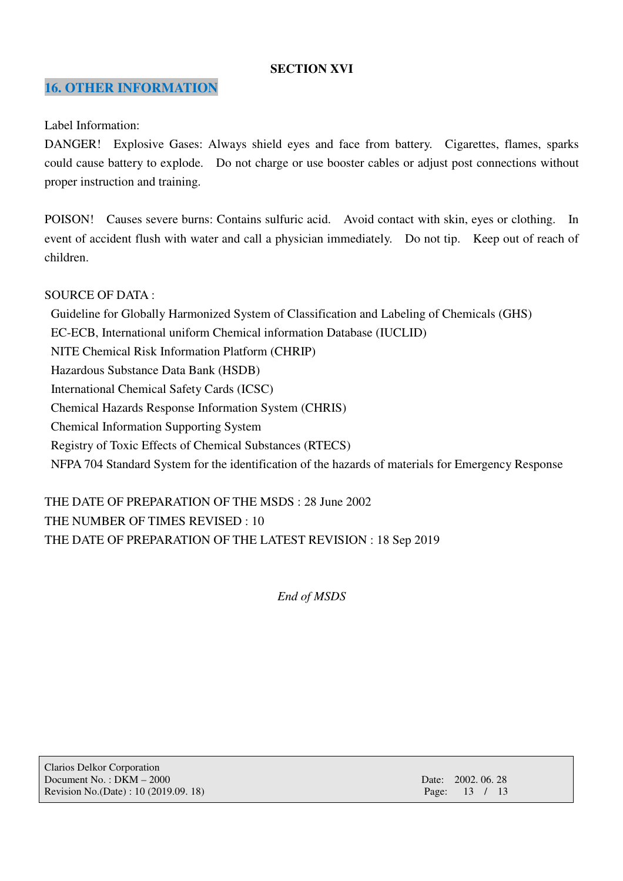**SECTION XVI**

## 16. OTHER INFORMATION

Label Information:

DANGER! Explosive Gases: Always shield eyes and face from battery. Cigarettes, flames, sparks could cause battery to explode. Do not charge or use booster cables or adjust post connections without proper instruction and training.

POISON! Causes severe burns: Contains sulfuric acid. Avoid contact with skin, eyes or clothing. In event of accident flush with water and call a physician immediately. Do not tip. Keep out of reach of children.

SOURCE OF DATA :

Guideline for Globally Harmonized System of Classification and Labeling of Chemicals (GHS)
EC-ECB, International uniform Chemical information Database (IUCLID)
NITE Chemical Risk Information Platform (CHRIP)
Hazardous Substance Data Bank (HSDB)
International Chemical Safety Cards (ICSC)
Chemical Hazards Response Information System (CHRIS)
Chemical Information Supporting System
Registry of Toxic Effects of Chemical Substances (RTECS)
NFPA 704 Standard System for the identification of the hazards of materials for Emergency Response

THE DATE OF PREPARATION OF THE MSDS : 28 June 2002
THE NUMBER OF TIMES REVISED : 10
THE DATE OF PREPARATION OF THE LATEST REVISION : 18 Sep 2019

*End of MSDS*